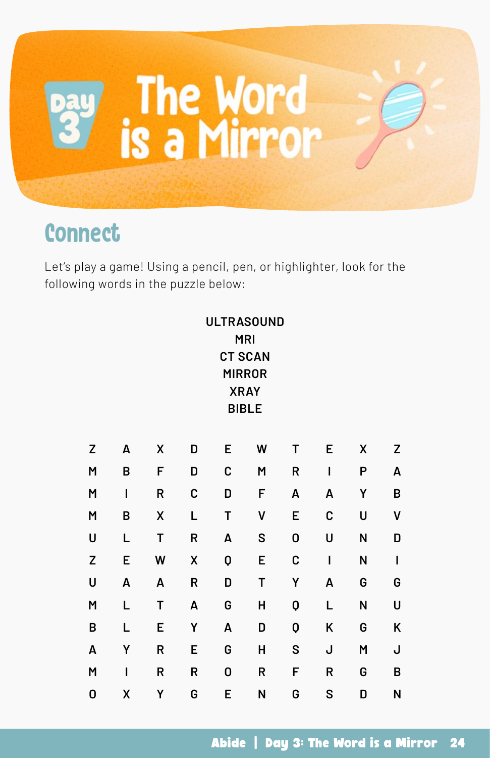# Day 3: The Word is a Mirror

## Connect

Let's play a game! Using a pencil, pen, or highlighter, look for the following words in the puzzle below:

**ULTRASOUND**
**MRI**
**CT SCAN**
**MIRROR**
**XRAY**
**BIBLE**

| | | | | | | | | | |
|---|---|---|---|---|---|---|---|---|---|
| Z | A | X | D | E | W | T | E | X | Z |
| M | B | F | D | C | M | R | I | P | A |
| M | I | R | C | D | F | A | A | Y | B |
| M | B | X | L | T | V | E | C | U | V |
| U | L | T | R | A | S | O | U | N | D |
| Z | E | W | X | Q | E | C | I | N | I |
| U | A | A | R | D | T | Y | A | G | G |
| M | L | T | A | G | H | Q | L | N | U |
| B | L | E | Y | A | D | Q | K | G | K |
| A | Y | R | E | G | H | S | J | M | J |
| M | I | R | R | O | R | F | R | G | B |
| O | X | Y | G | E | N | G | S | D | N |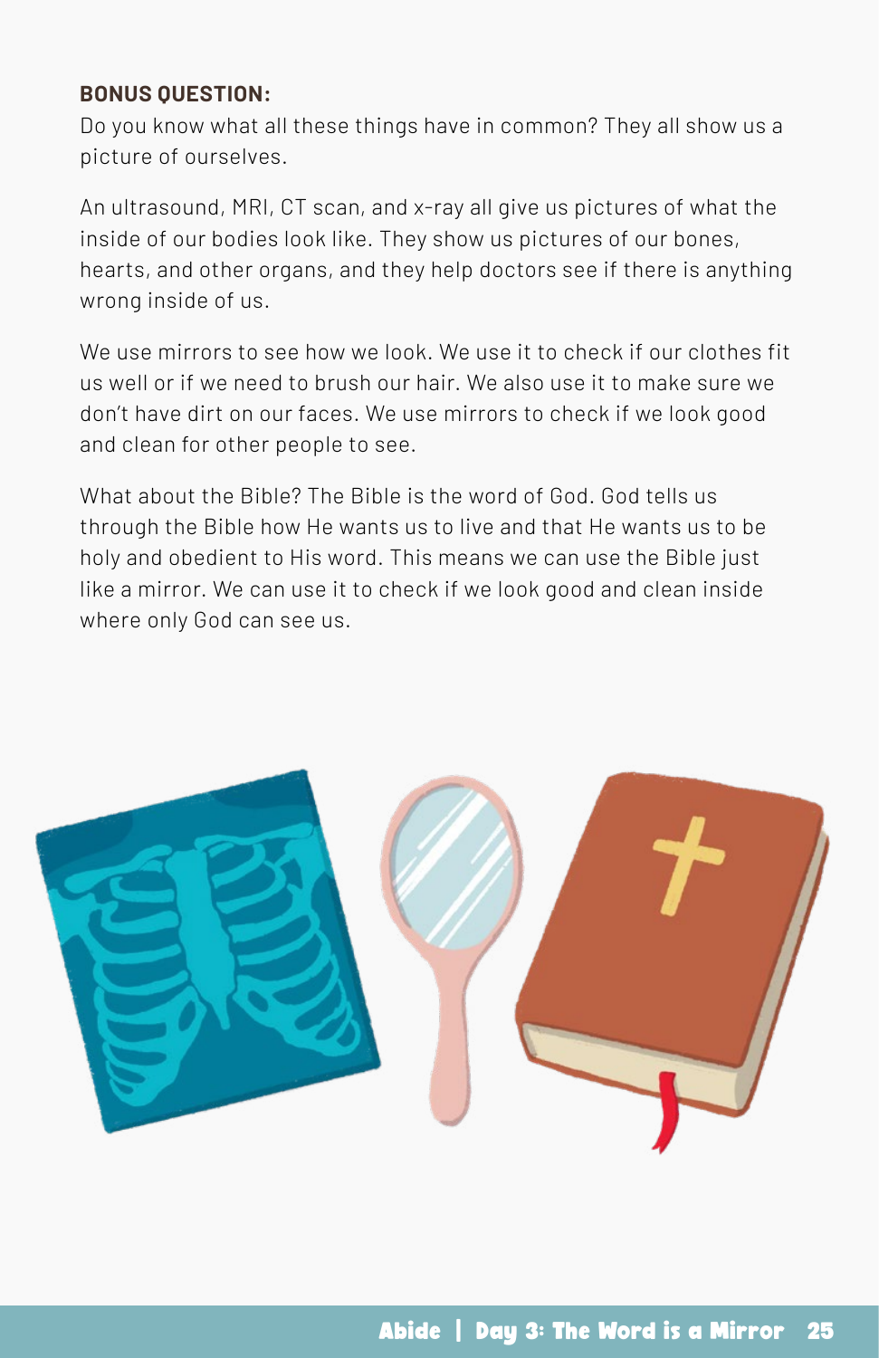**BONUS QUESTION:**

Do you know what all these things have in common? They all show us a picture of ourselves.

An ultrasound, MRI, CT scan, and x-ray all give us pictures of what the inside of our bodies look like. They show us pictures of our bones, hearts, and other organs, and they help doctors see if there is anything wrong inside of us.

We use mirrors to see how we look. We use it to check if our clothes fit us well or if we need to brush our hair. We also use it to make sure we don't have dirt on our faces. We use mirrors to check if we look good and clean for other people to see.

What about the Bible? The Bible is the word of God. God tells us through the Bible how He wants us to live and that He wants us to be holy and obedient to His word. This means we can use the Bible just like a mirror. We can use it to check if we look good and clean inside where only God can see us.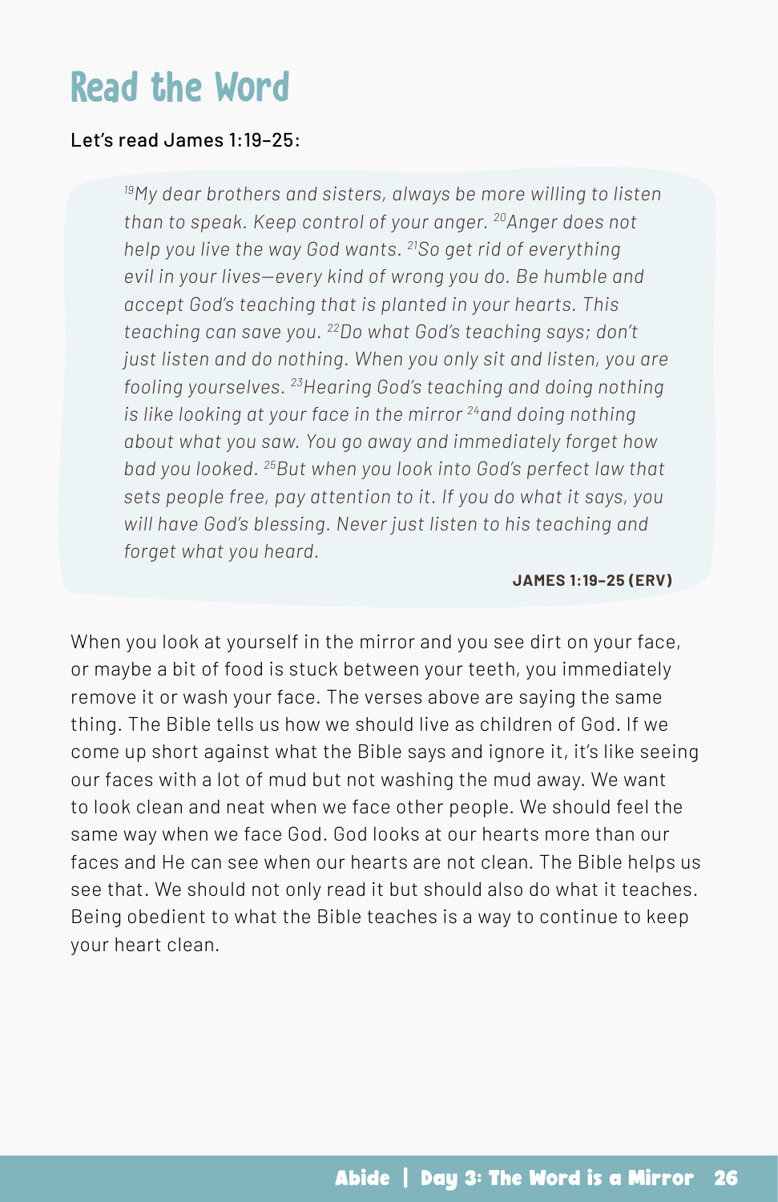# Read the Word

Let's read James 1:19–25:

> *[19]My dear brothers and sisters, always be more willing to listen than to speak. Keep control of your anger. [20]Anger does not help you live the way God wants. [21]So get rid of everything evil in your lives—every kind of wrong you do. Be humble and accept God's teaching that is planted in your hearts. This teaching can save you. [22]Do what God's teaching says; don't just listen and do nothing. When you only sit and listen, you are fooling yourselves. [23]Hearing God's teaching and doing nothing is like looking at your face in the mirror [24]and doing nothing about what you saw. You go away and immediately forget how bad you looked. [25]But when you look into God's perfect law that sets people free, pay attention to it. If you do what it says, you will have God's blessing. Never just listen to his teaching and forget what you heard.*
>
> **JAMES 1:19–25 (ERV)**

When you look at yourself in the mirror and you see dirt on your face, or maybe a bit of food is stuck between your teeth, you immediately remove it or wash your face. The verses above are saying the same thing. The Bible tells us how we should live as children of God. If we come up short against what the Bible says and ignore it, it's like seeing our faces with a lot of mud but not washing the mud away. We want to look clean and neat when we face other people. We should feel the same way when we face God. God looks at our hearts more than our faces and He can see when our hearts are not clean. The Bible helps us see that. We should not only read it but should also do what it teaches. Being obedient to what the Bible teaches is a way to continue to keep your heart clean.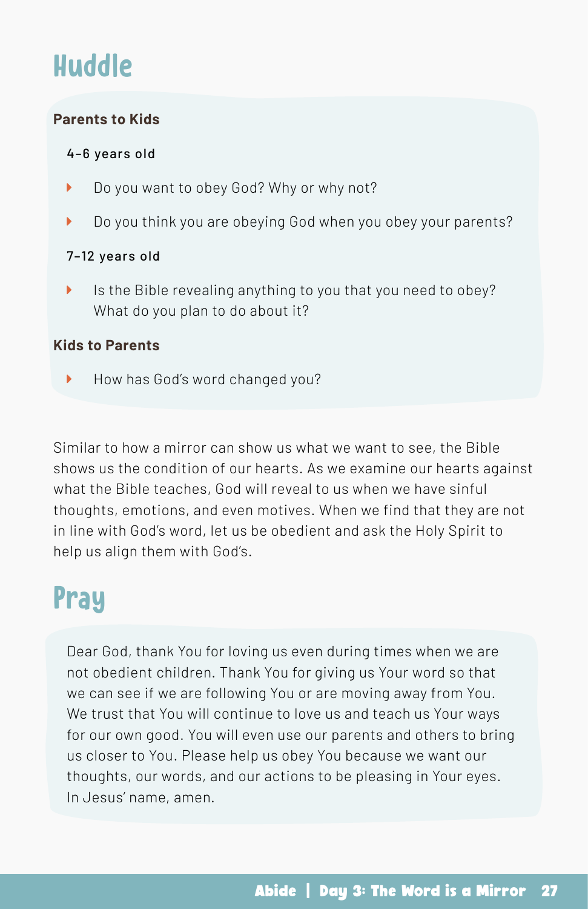# Huddle

**Parents to Kids**

4–6 years old

- Do you want to obey God? Why or why not?
- Do you think you are obeying God when you obey your parents?

7–12 years old

- Is the Bible revealing anything to you that you need to obey? What do you plan to do about it?

**Kids to Parents**

- How has God's word changed you?

Similar to how a mirror can show us what we want to see, the Bible shows us the condition of our hearts. As we examine our hearts against what the Bible teaches, God will reveal to us when we have sinful thoughts, emotions, and even motives. When we find that they are not in line with God's word, let us be obedient and ask the Holy Spirit to help us align them with God's.

# Pray

Dear God, thank You for loving us even during times when we are not obedient children. Thank You for giving us Your word so that we can see if we are following You or are moving away from You. We trust that You will continue to love us and teach us Your ways for our own good. You will even use our parents and others to bring us closer to You. Please help us obey You because we want our thoughts, our words, and our actions to be pleasing in Your eyes. In Jesus' name, amen.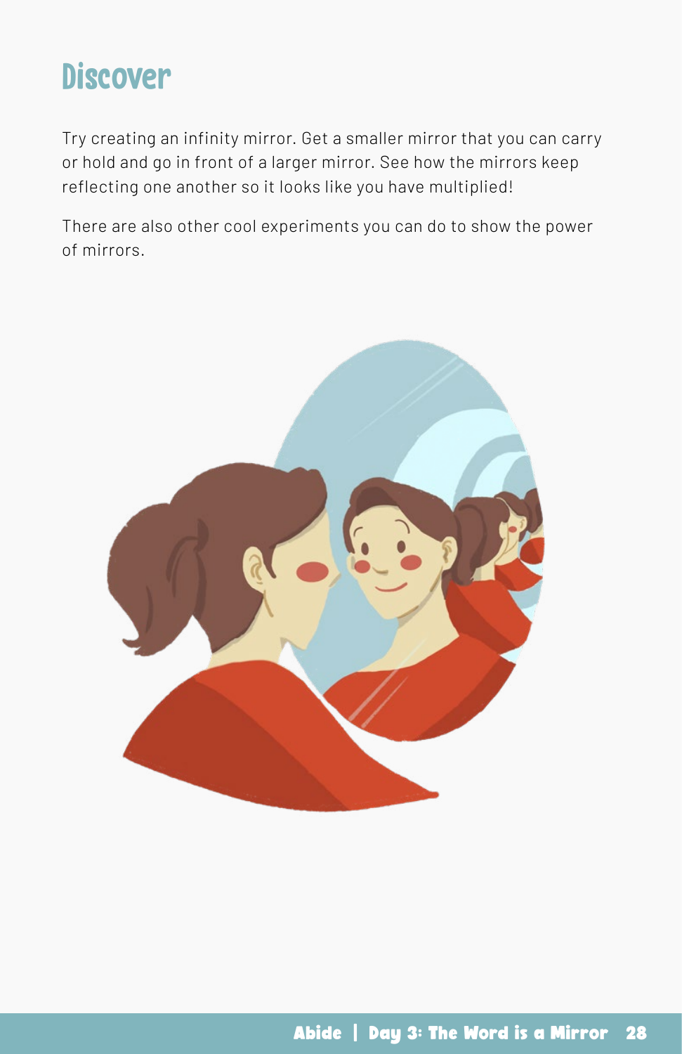# Discover

Try creating an infinity mirror. Get a smaller mirror that you can carry or hold and go in front of a larger mirror. See how the mirrors keep reflecting one another so it looks like you have multiplied!

There are also other cool experiments you can do to show the power of mirrors.